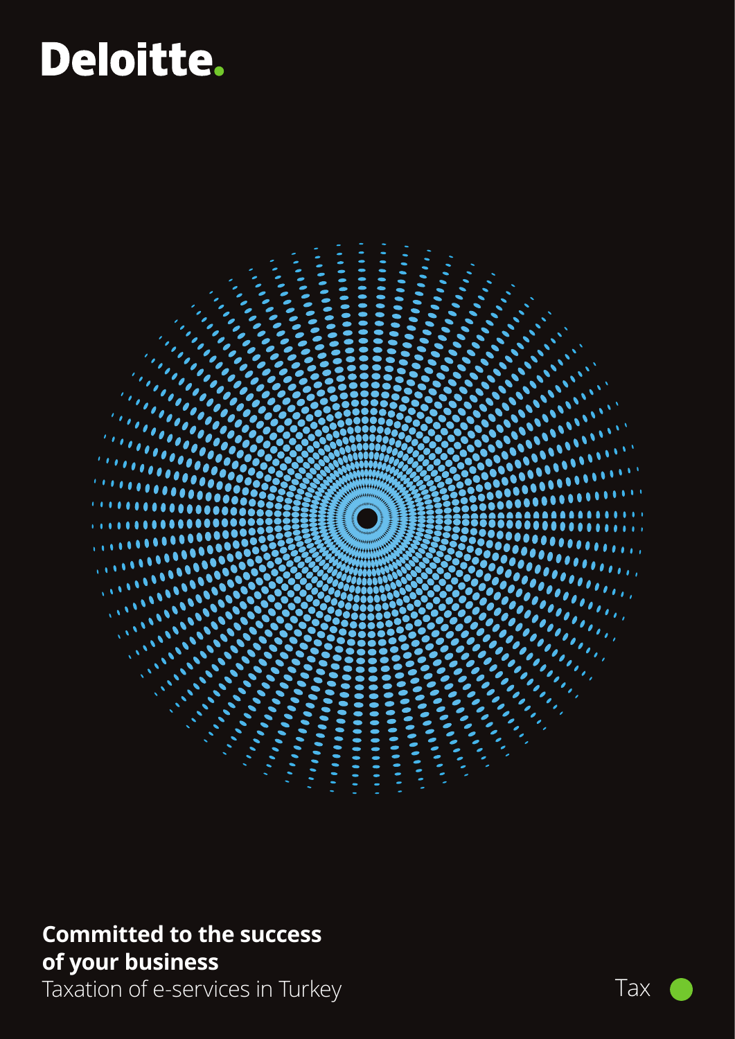Deloitte.

**Committed to the success of your business**

Taxation of e-services in Turkey

Tax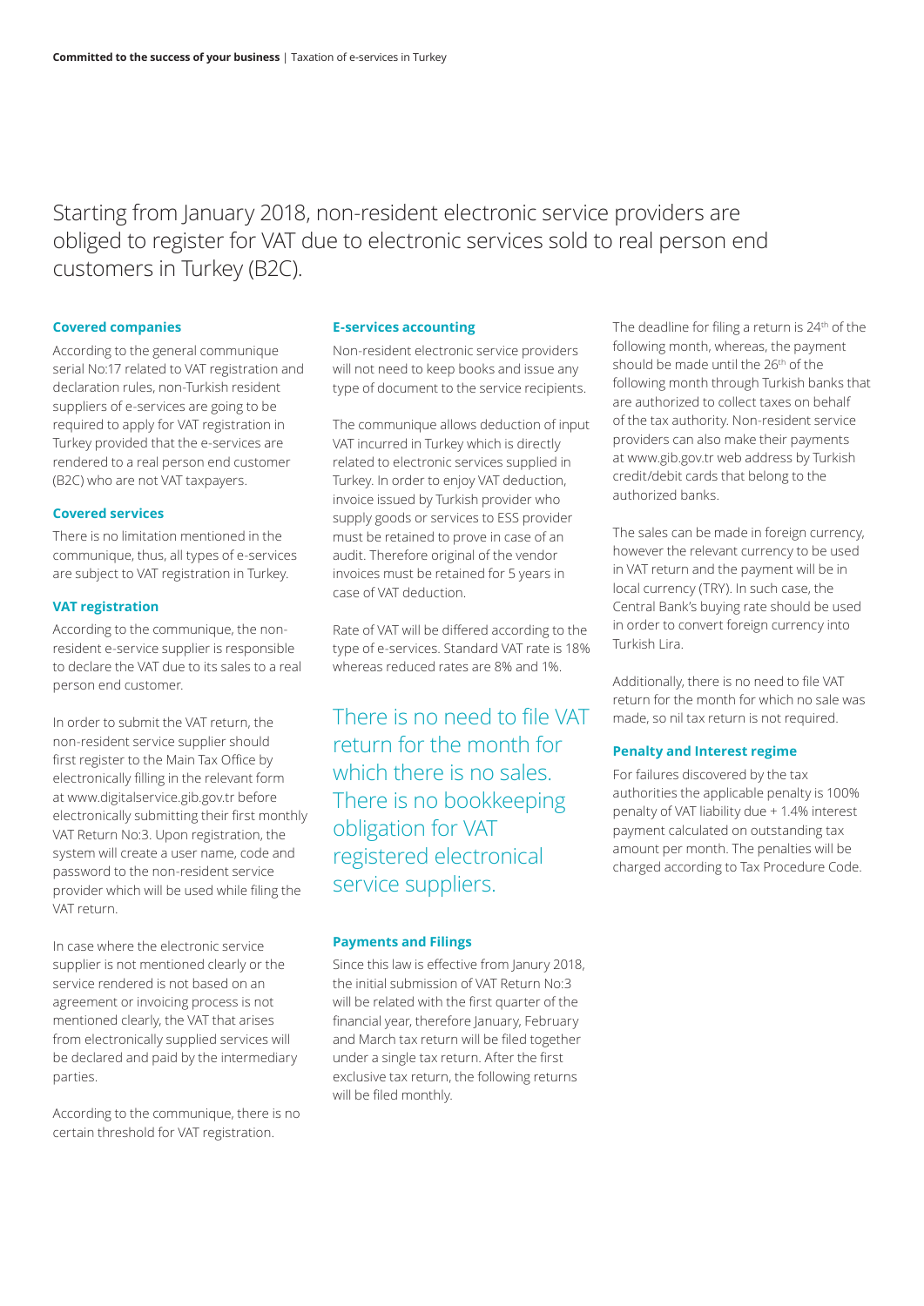Starting from January 2018, non-resident electronic service providers are obliged to register for VAT due to electronic services sold to real person end customers in Turkey (B2C).

### Covered companies

According to the general communique serial No:17 related to VAT registration and declaration rules, non-Turkish resident suppliers of e-services are going to be required to apply for VAT registration in Turkey provided that the e-services are rendered to a real person end customer (B2C) who are not VAT taxpayers.

### Covered services

There is no limitation mentioned in the communique, thus, all types of e-services are subject to VAT registration in Turkey.

### VAT registration

According to the communique, the non-resident e-service supplier is responsible to declare the VAT due to its sales to a real person end customer.

In order to submit the VAT return, the non-resident service supplier should first register to the Main Tax Office by electronically filling in the relevant form at www.digitalservice.gib.gov.tr before electronically submitting their first monthly VAT Return No:3. Upon registration, the system will create a user name, code and password to the non-resident service provider which will be used while filing the VAT return.

In case where the electronic service supplier is not mentioned clearly or the service rendered is not based on an agreement or invoicing process is not mentioned clearly, the VAT that arises from electronically supplied services will be declared and paid by the intermediary parties.

According to the communique, there is no certain threshold for VAT registration.

### E-services accounting

Non-resident electronic service providers will not need to keep books and issue any type of document to the service recipients.

The communique allows deduction of input VAT incurred in Turkey which is directly related to electronic services supplied in Turkey. In order to enjoy VAT deduction, invoice issued by Turkish provider who supply goods or services to ESS provider must be retained to prove in case of an audit. Therefore original of the vendor invoices must be retained for 5 years in case of VAT deduction.

Rate of VAT will be differed according to the type of e-services. Standard VAT rate is 18% whereas reduced rates are 8% and 1%.

There is no need to file VAT return for the month for which there is no sales. There is no bookkeeping obligation for VAT registered electronical service suppliers.

### Payments and Filings

Since this law is effective from Janury 2018, the initial submission of VAT Return No:3 will be related with the first quarter of the financial year, therefore January, February and March tax return will be filed together under a single tax return. After the first exclusive tax return, the following returns will be filed monthly.

The deadline for filing a return is 24th of the following month, whereas, the payment should be made until the 26th of the following month through Turkish banks that are authorized to collect taxes on behalf of the tax authority. Non-resident service providers can also make their payments at www.gib.gov.tr web address by Turkish credit/debit cards that belong to the authorized banks.

The sales can be made in foreign currency, however the relevant currency to be used in VAT return and the payment will be in local currency (TRY). In such case, the Central Bank's buying rate should be used in order to convert foreign currency into Turkish Lira.

Additionally, there is no need to file VAT return for the month for which no sale was made, so nil tax return is not required.

### Penalty and Interest regime

For failures discovered by the tax authorities the applicable penalty is 100% penalty of VAT liability due + 1.4% interest payment calculated on outstanding tax amount per month. The penalties will be charged according to Tax Procedure Code.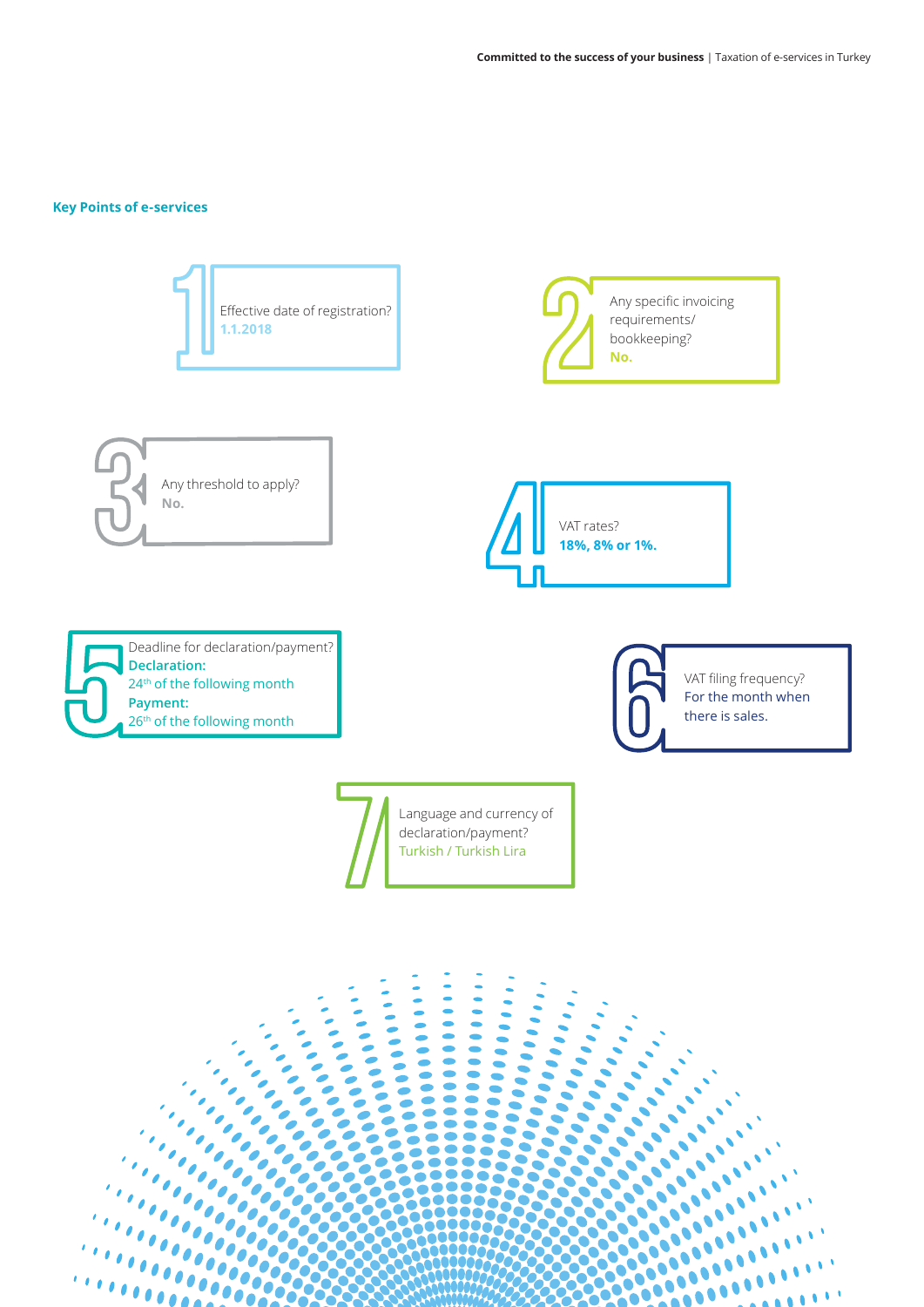## Key Points of e-services

**1** Effective date of registration?
**1.1.2018**

**2** Any specific invoicing requirements/ bookkeeping?
**No.**

**3** Any threshold to apply?
**No.**

**4** VAT rates?
**18%, 8% or 1%.**

**5** Deadline for declaration/payment?
**Declaration:**
24th of the following month
**Payment:**
26th of the following month

**6** VAT filing frequency?
For the month when there is sales.

**7** Language and currency of declaration/payment?
Turkish / Turkish Lira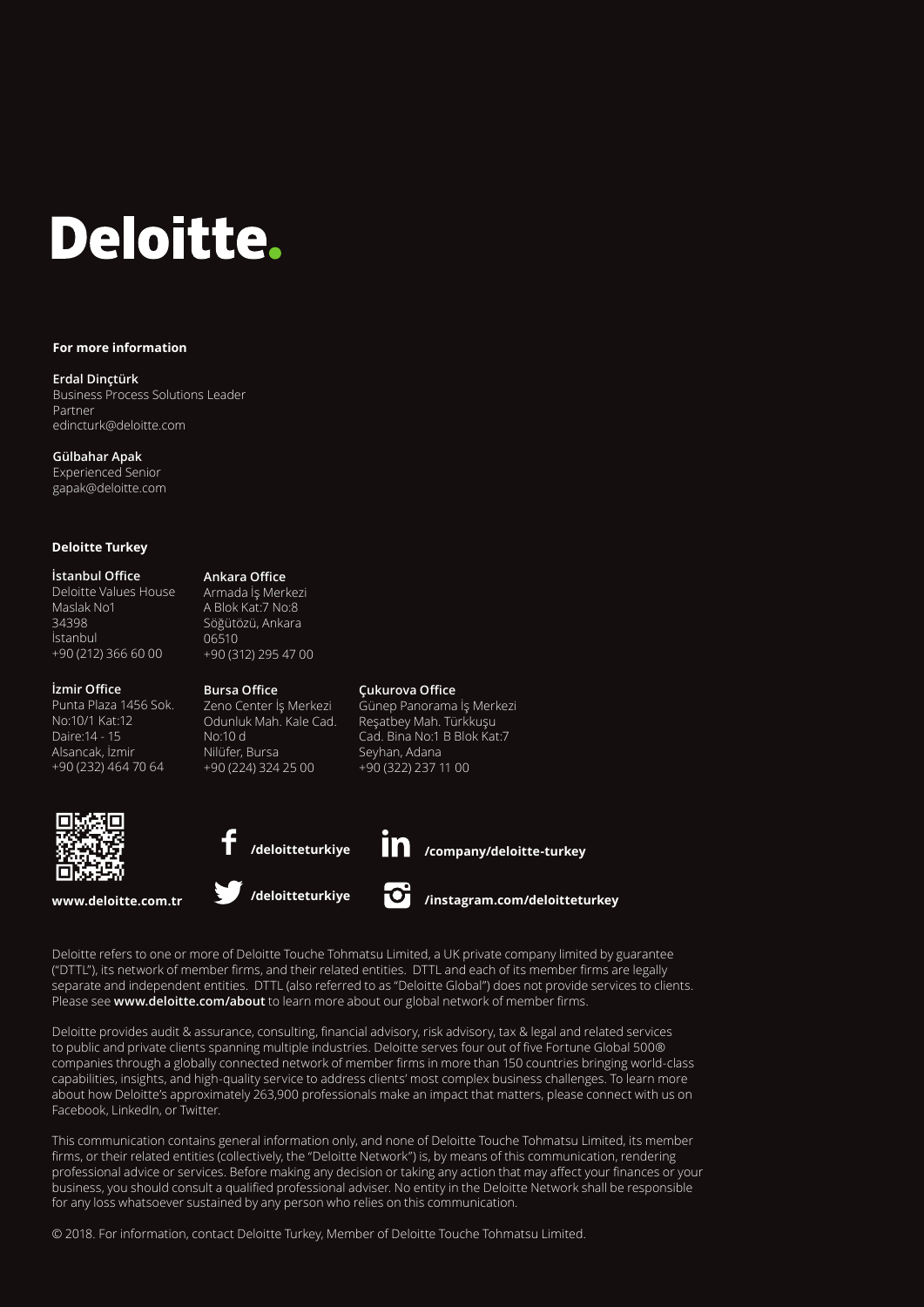# Deloitte.

**For more information**

**Erdal Dinçtürk**
Business Process Solutions Leader
Partner
edincturk@deloitte.com

**Gülbahar Apak**
Experienced Senior
gapak@deloitte.com

**Deloitte Turkey**

**İstanbul Office**
Deloitte Values House
Maslak No1
34398
İstanbul
+90 (212) 366 60 00

**Ankara Office**
Armada İş Merkezi
A Blok Kat:7 No:8
Söğütözü, Ankara
06510
+90 (312) 295 47 00

**İzmir Office**
Punta Plaza 1456 Sok.
No:10/1 Kat:12
Daire:14 - 15
Alsancak, İzmir
+90 (232) 464 70 64

**Bursa Office**
Zeno Center İş Merkezi
Odunluk Mah. Kale Cad.
No:10 d
Nilüfer, Bursa
+90 (224) 324 25 00

**Çukurova Office**
Günep Panorama İş Merkezi
Reşatbey Mah. Türkkuşu
Cad. Bina No:1 B Blok Kat:7
Seyhan, Adana
+90 (322) 237 11 00

**www.deloitte.com.tr**

**/deloitteturkiye**

**/deloitteturkiye**

**/company/deloitte-turkey**

**/instagram.com/deloitteturkey**

Deloitte refers to one or more of Deloitte Touche Tohmatsu Limited, a UK private company limited by guarantee ("DTTL"), its network of member firms, and their related entities. DTTL and each of its member firms are legally separate and independent entities. DTTL (also referred to as "Deloitte Global") does not provide services to clients. Please see **www.deloitte.com/about** to learn more about our global network of member firms.

Deloitte provides audit & assurance, consulting, financial advisory, risk advisory, tax & legal and related services to public and private clients spanning multiple industries. Deloitte serves four out of five Fortune Global 500® companies through a globally connected network of member firms in more than 150 countries bringing world-class capabilities, insights, and high-quality service to address clients' most complex business challenges. To learn more about how Deloitte's approximately 263,900 professionals make an impact that matters, please connect with us on Facebook, LinkedIn, or Twitter.

This communication contains general information only, and none of Deloitte Touche Tohmatsu Limited, its member firms, or their related entities (collectively, the "Deloitte Network") is, by means of this communication, rendering professional advice or services. Before making any decision or taking any action that may affect your finances or your business, you should consult a qualified professional adviser. No entity in the Deloitte Network shall be responsible for any loss whatsoever sustained by any person who relies on this communication.

© 2018. For information, contact Deloitte Turkey, Member of Deloitte Touche Tohmatsu Limited.